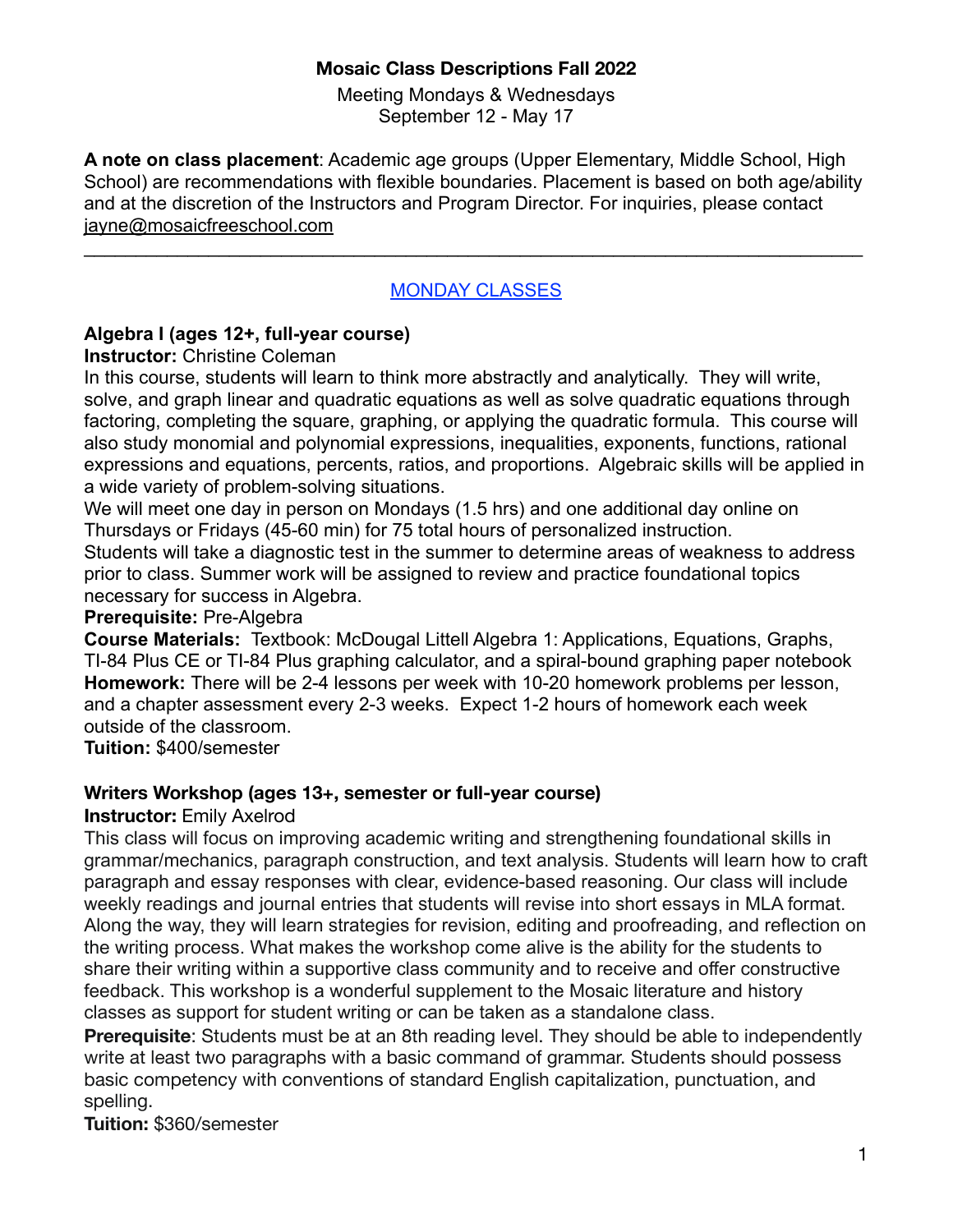# Mosaic Class Descriptions Fall 2022

Meeting Mondays & Wednesdays
September 12 - May 17

**A note on class placement**: Academic age groups (Upper Elementary, Middle School, High School) are recommendations with flexible boundaries. Placement is based on both age/ability and at the discretion of the Instructors and Program Director. For inquiries, please contact jayne@mosaicfreeschool.com

---

## MONDAY CLASSES

### Algebra I (ages 12+, full-year course)

**Instructor:** Christine Coleman

In this course, students will learn to think more abstractly and analytically. They will write, solve, and graph linear and quadratic equations as well as solve quadratic equations through factoring, completing the square, graphing, or applying the quadratic formula. This course will also study monomial and polynomial expressions, inequalities, exponents, functions, rational expressions and equations, percents, ratios, and proportions. Algebraic skills will be applied in a wide variety of problem-solving situations.

We will meet one day in person on Mondays (1.5 hrs) and one additional day online on Thursdays or Fridays (45-60 min) for 75 total hours of personalized instruction.

Students will take a diagnostic test in the summer to determine areas of weakness to address prior to class. Summer work will be assigned to review and practice foundational topics necessary for success in Algebra.

**Prerequisite:** Pre-Algebra

**Course Materials:** Textbook: McDougal Littell Algebra 1: Applications, Equations, Graphs, TI-84 Plus CE or TI-84 Plus graphing calculator, and a spiral-bound graphing paper notebook

**Homework:** There will be 2-4 lessons per week with 10-20 homework problems per lesson, and a chapter assessment every 2-3 weeks. Expect 1-2 hours of homework each week outside of the classroom.

**Tuition:** $400/semester

### Writers Workshop (ages 13+, semester or full-year course)

**Instructor:** Emily Axelrod

This class will focus on improving academic writing and strengthening foundational skills in grammar/mechanics, paragraph construction, and text analysis. Students will learn how to craft paragraph and essay responses with clear, evidence-based reasoning. Our class will include weekly readings and journal entries that students will revise into short essays in MLA format. Along the way, they will learn strategies for revision, editing and proofreading, and reflection on the writing process. What makes the workshop come alive is the ability for the students to share their writing within a supportive class community and to receive and offer constructive feedback. This workshop is a wonderful supplement to the Mosaic literature and history classes as support for student writing or can be taken as a standalone class.

**Prerequisite**: Students must be at an 8th reading level. They should be able to independently write at least two paragraphs with a basic command of grammar. Students should possess basic competency with conventions of standard English capitalization, punctuation, and spelling.

**Tuition:** $360/semester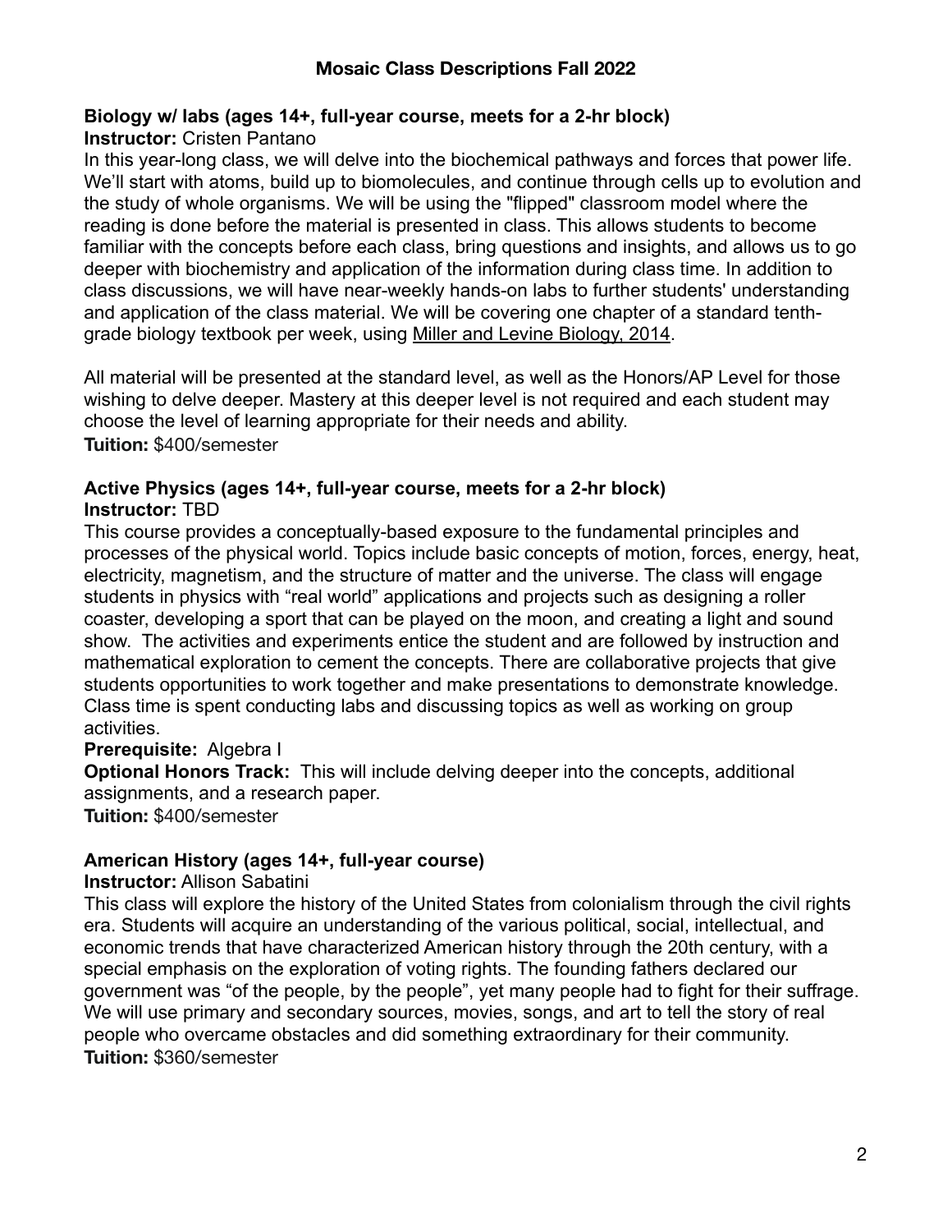## Mosaic Class Descriptions Fall 2022

**Biology w/ labs (ages 14+, full-year course, meets for a 2-hr block)**
**Instructor:** Cristen Pantano

In this year-long class, we will delve into the biochemical pathways and forces that power life. We'll start with atoms, build up to biomolecules, and continue through cells up to evolution and the study of whole organisms. We will be using the "flipped" classroom model where the reading is done before the material is presented in class. This allows students to become familiar with the concepts before each class, bring questions and insights, and allows us to go deeper with biochemistry and application of the information during class time. In addition to class discussions, we will have near-weekly hands-on labs to further students' understanding and application of the class material. We will be covering one chapter of a standard tenth-grade biology textbook per week, using Miller and Levine Biology, 2014.

All material will be presented at the standard level, as well as the Honors/AP Level for those wishing to delve deeper. Mastery at this deeper level is not required and each student may choose the level of learning appropriate for their needs and ability.

**Tuition:** $400/semester

**Active Physics (ages 14+, full-year course, meets for a 2-hr block)**
**Instructor:** TBD

This course provides a conceptually-based exposure to the fundamental principles and processes of the physical world. Topics include basic concepts of motion, forces, energy, heat, electricity, magnetism, and the structure of matter and the universe. The class will engage students in physics with "real world" applications and projects such as designing a roller coaster, developing a sport that can be played on the moon, and creating a light and sound show. The activities and experiments entice the student and are followed by instruction and mathematical exploration to cement the concepts. There are collaborative projects that give students opportunities to work together and make presentations to demonstrate knowledge. Class time is spent conducting labs and discussing topics as well as working on group activities.

**Prerequisite:** Algebra I

**Optional Honors Track:** This will include delving deeper into the concepts, additional assignments, and a research paper.

**Tuition:** $400/semester

**American History (ages 14+, full-year course)**
**Instructor:** Allison Sabatini

This class will explore the history of the United States from colonialism through the civil rights era. Students will acquire an understanding of the various political, social, intellectual, and economic trends that have characterized American history through the 20th century, with a special emphasis on the exploration of voting rights. The founding fathers declared our government was "of the people, by the people", yet many people had to fight for their suffrage. We will use primary and secondary sources, movies, songs, and art to tell the story of real people who overcame obstacles and did something extraordinary for their community.

**Tuition:** $360/semester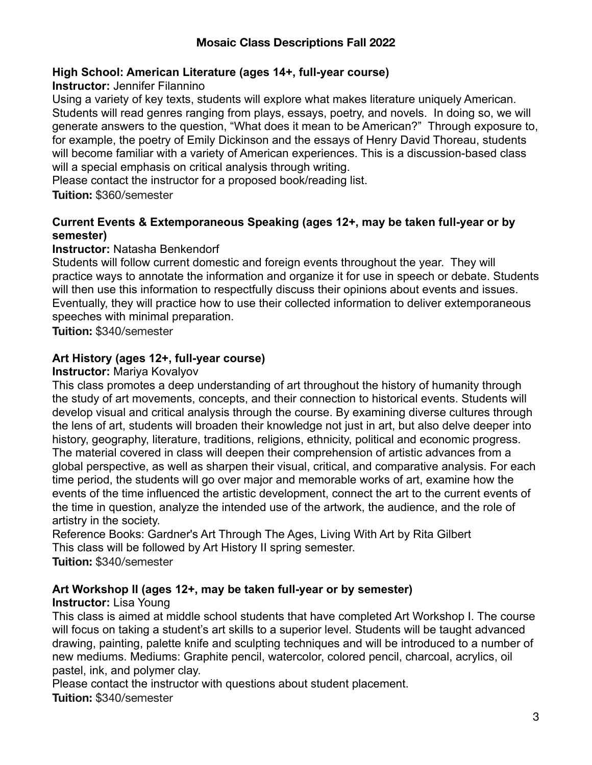## Mosaic Class Descriptions Fall 2022

### High School: American Literature (ages 14+, full-year course)

**Instructor:** Jennifer Filannino

Using a variety of key texts, students will explore what makes literature uniquely American. Students will read genres ranging from plays, essays, poetry, and novels. In doing so, we will generate answers to the question, "What does it mean to be American?" Through exposure to, for example, the poetry of Emily Dickinson and the essays of Henry David Thoreau, students will become familiar with a variety of American experiences. This is a discussion-based class will a special emphasis on critical analysis through writing.

Please contact the instructor for a proposed book/reading list.

**Tuition:** $360/semester

### Current Events & Extemporaneous Speaking (ages 12+, may be taken full-year or by semester)

**Instructor:** Natasha Benkendorf

Students will follow current domestic and foreign events throughout the year. They will practice ways to annotate the information and organize it for use in speech or debate. Students will then use this information to respectfully discuss their opinions about events and issues. Eventually, they will practice how to use their collected information to deliver extemporaneous speeches with minimal preparation.

**Tuition:** $340/semester

### Art History (ages 12+, full-year course)

**Instructor:** Mariya Kovalyov

This class promotes a deep understanding of art throughout the history of humanity through the study of art movements, concepts, and their connection to historical events. Students will develop visual and critical analysis through the course. By examining diverse cultures through the lens of art, students will broaden their knowledge not just in art, but also delve deeper into history, geography, literature, traditions, religions, ethnicity, political and economic progress. The material covered in class will deepen their comprehension of artistic advances from a global perspective, as well as sharpen their visual, critical, and comparative analysis. For each time period, the students will go over major and memorable works of art, examine how the events of the time influenced the artistic development, connect the art to the current events of the time in question, analyze the intended use of the artwork, the audience, and the role of artistry in the society.

Reference Books: Gardner's Art Through The Ages, Living With Art by Rita Gilbert

This class will be followed by Art History II spring semester.

**Tuition:** $340/semester

### Art Workshop II (ages 12+, may be taken full-year or by semester)

**Instructor:** Lisa Young

This class is aimed at middle school students that have completed Art Workshop I. The course will focus on taking a student's art skills to a superior level. Students will be taught advanced drawing, painting, palette knife and sculpting techniques and will be introduced to a number of new mediums. Mediums: Graphite pencil, watercolor, colored pencil, charcoal, acrylics, oil pastel, ink, and polymer clay.

Please contact the instructor with questions about student placement.

**Tuition:** $340/semester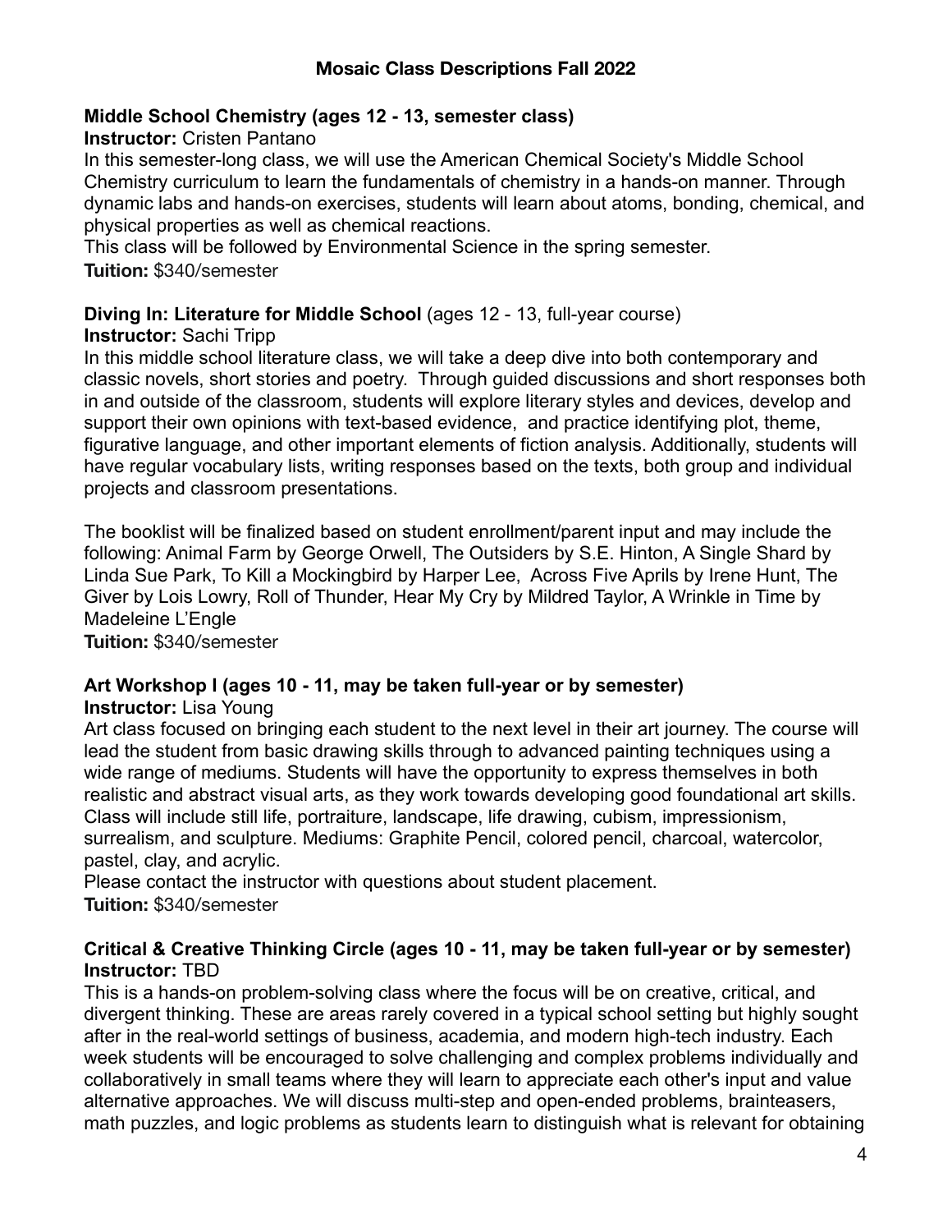# Mosaic Class Descriptions Fall 2022

**Middle School Chemistry (ages 12 - 13, semester class)**

**Instructor:** Cristen Pantano

In this semester-long class, we will use the American Chemical Society's Middle School Chemistry curriculum to learn the fundamentals of chemistry in a hands-on manner. Through dynamic labs and hands-on exercises, students will learn about atoms, bonding, chemical, and physical properties as well as chemical reactions.

This class will be followed by Environmental Science in the spring semester.

**Tuition:** $340/semester

**Diving In: Literature for Middle School** (ages 12 - 13, full-year course)

**Instructor:** Sachi Tripp

In this middle school literature class, we will take a deep dive into both contemporary and classic novels, short stories and poetry. Through guided discussions and short responses both in and outside of the classroom, students will explore literary styles and devices, develop and support their own opinions with text-based evidence, and practice identifying plot, theme, figurative language, and other important elements of fiction analysis. Additionally, students will have regular vocabulary lists, writing responses based on the texts, both group and individual projects and classroom presentations.

The booklist will be finalized based on student enrollment/parent input and may include the following: Animal Farm by George Orwell, The Outsiders by S.E. Hinton, A Single Shard by Linda Sue Park, To Kill a Mockingbird by Harper Lee, Across Five Aprils by Irene Hunt, The Giver by Lois Lowry, Roll of Thunder, Hear My Cry by Mildred Taylor, A Wrinkle in Time by Madeleine L'Engle

**Tuition:** $340/semester

**Art Workshop I (ages 10 - 11, may be taken full-year or by semester)**

**Instructor:** Lisa Young

Art class focused on bringing each student to the next level in their art journey. The course will lead the student from basic drawing skills through to advanced painting techniques using a wide range of mediums. Students will have the opportunity to express themselves in both realistic and abstract visual arts, as they work towards developing good foundational art skills. Class will include still life, portraiture, landscape, life drawing, cubism, impressionism, surrealism, and sculpture. Mediums: Graphite Pencil, colored pencil, charcoal, watercolor, pastel, clay, and acrylic.

Please contact the instructor with questions about student placement.

**Tuition:** $340/semester

**Critical & Creative Thinking Circle (ages 10 - 11, may be taken full-year or by semester)**

**Instructor:** TBD

This is a hands-on problem-solving class where the focus will be on creative, critical, and divergent thinking. These are areas rarely covered in a typical school setting but highly sought after in the real-world settings of business, academia, and modern high-tech industry. Each week students will be encouraged to solve challenging and complex problems individually and collaboratively in small teams where they will learn to appreciate each other's input and value alternative approaches. We will discuss multi-step and open-ended problems, brainteasers, math puzzles, and logic problems as students learn to distinguish what is relevant for obtaining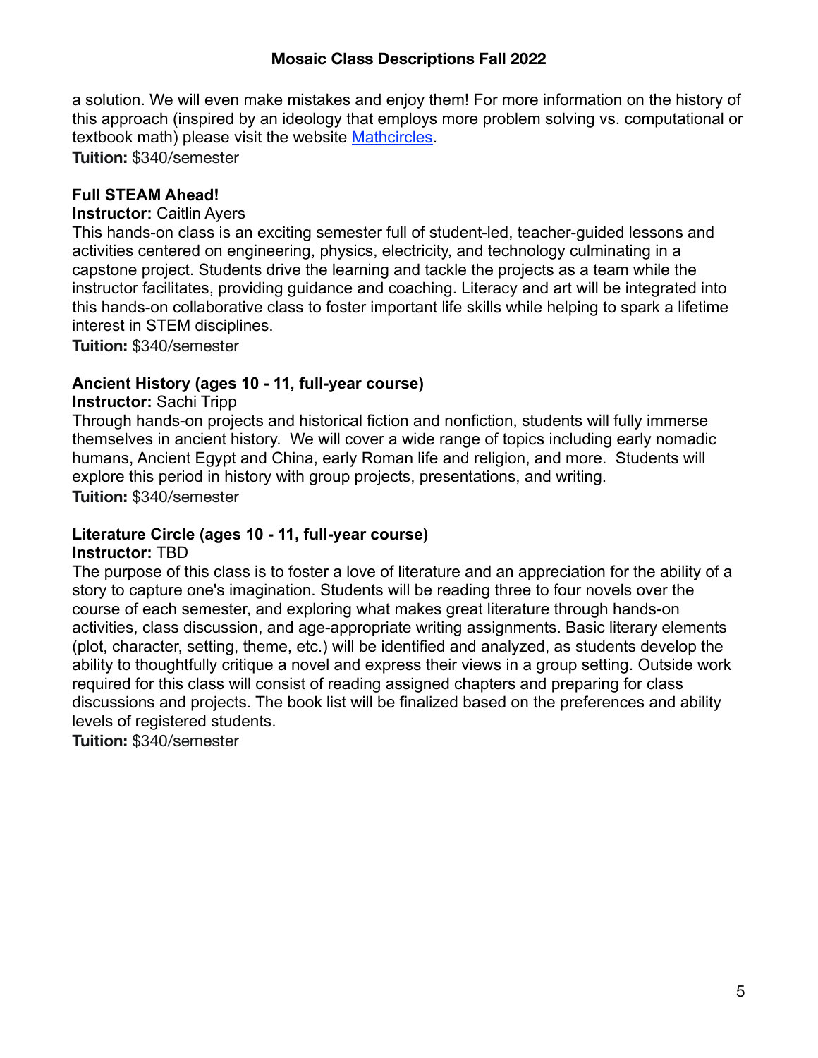a solution. We will even make mistakes and enjoy them! For more information on the history of this approach (inspired by an ideology that employs more problem solving vs. computational or textbook math) please visit the website [Mathcircles].

**Tuition:** $340/semester

### Full STEAM Ahead!

**Instructor:** Caitlin Ayers

This hands-on class is an exciting semester full of student-led, teacher-guided lessons and activities centered on engineering, physics, electricity, and technology culminating in a capstone project. Students drive the learning and tackle the projects as a team while the instructor facilitates, providing guidance and coaching. Literacy and art will be integrated into this hands-on collaborative class to foster important life skills while helping to spark a lifetime interest in STEM disciplines.

**Tuition:** $340/semester

### Ancient History (ages 10 - 11, full-year course)

**Instructor:** Sachi Tripp

Through hands-on projects and historical fiction and nonfiction, students will fully immerse themselves in ancient history. We will cover a wide range of topics including early nomadic humans, Ancient Egypt and China, early Roman life and religion, and more. Students will explore this period in history with group projects, presentations, and writing.

**Tuition:** $340/semester

### Literature Circle (ages 10 - 11, full-year course)

**Instructor:** TBD

The purpose of this class is to foster a love of literature and an appreciation for the ability of a story to capture one's imagination. Students will be reading three to four novels over the course of each semester, and exploring what makes great literature through hands-on activities, class discussion, and age-appropriate writing assignments. Basic literary elements (plot, character, setting, theme, etc.) will be identified and analyzed, as students develop the ability to thoughtfully critique a novel and express their views in a group setting. Outside work required for this class will consist of reading assigned chapters and preparing for class discussions and projects. The book list will be finalized based on the preferences and ability levels of registered students.

**Tuition:** $340/semester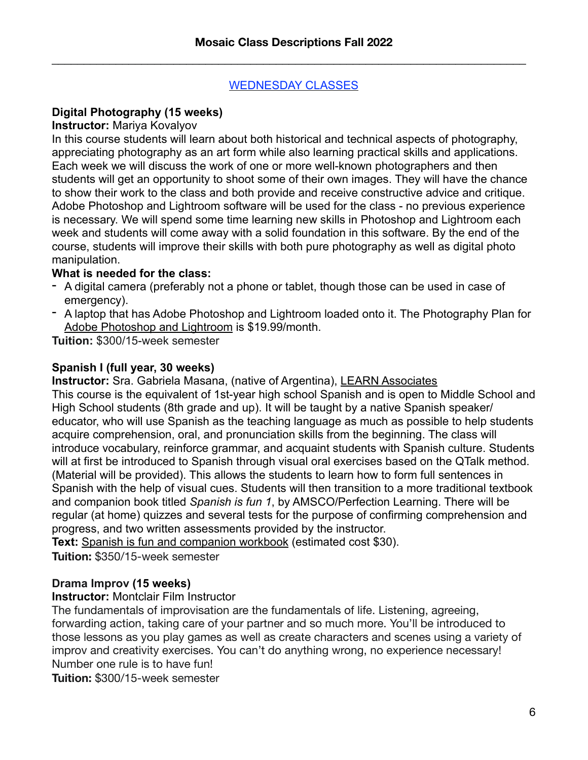# Mosaic Class Descriptions Fall 2022

---

## WEDNESDAY CLASSES

**Digital Photography (15 weeks)**

**Instructor:** Mariya Kovalyov

In this course students will learn about both historical and technical aspects of photography, appreciating photography as an art form while also learning practical skills and applications. Each week we will discuss the work of one or more well-known photographers and then students will get an opportunity to shoot some of their own images. They will have the chance to show their work to the class and both provide and receive constructive advice and critique. Adobe Photoshop and Lightroom software will be used for the class - no previous experience is necessary. We will spend some time learning new skills in Photoshop and Lightroom each week and students will come away with a solid foundation in this software. By the end of the course, students will improve their skills with both pure photography as well as digital photo manipulation.

**What is needed for the class:**

- A digital camera (preferably not a phone or tablet, though those can be used in case of emergency).
- A laptop that has Adobe Photoshop and Lightroom loaded onto it. The Photography Plan for Adobe Photoshop and Lightroom is $19.99/month.

**Tuition:** $300/15-week semester

**Spanish I (full year, 30 weeks)**

**Instructor:** Sra. Gabriela Masana, (native of Argentina), LEARN Associates

This course is the equivalent of 1st-year high school Spanish and is open to Middle School and High School students (8th grade and up). It will be taught by a native Spanish speaker/educator, who will use Spanish as the teaching language as much as possible to help students acquire comprehension, oral, and pronunciation skills from the beginning. The class will introduce vocabulary, reinforce grammar, and acquaint students with Spanish culture. Students will at first be introduced to Spanish through visual oral exercises based on the QTalk method. (Material will be provided). This allows the students to learn how to form full sentences in Spanish with the help of visual cues. Students will then transition to a more traditional textbook and companion book titled *Spanish is fun 1*, by AMSCO/Perfection Learning. There will be regular (at home) quizzes and several tests for the purpose of confirming comprehension and progress, and two written assessments provided by the instructor.

**Text:** Spanish is fun and companion workbook (estimated cost $30).

**Tuition:** $350/15-week semester

**Drama Improv (15 weeks)**

**Instructor:** Montclair Film Instructor

The fundamentals of improvisation are the fundamentals of life. Listening, agreeing, forwarding action, taking care of your partner and so much more. You'll be introduced to those lessons as you play games as well as create characters and scenes using a variety of improv and creativity exercises. You can't do anything wrong, no experience necessary! Number one rule is to have fun!

**Tuition:** $300/15-week semester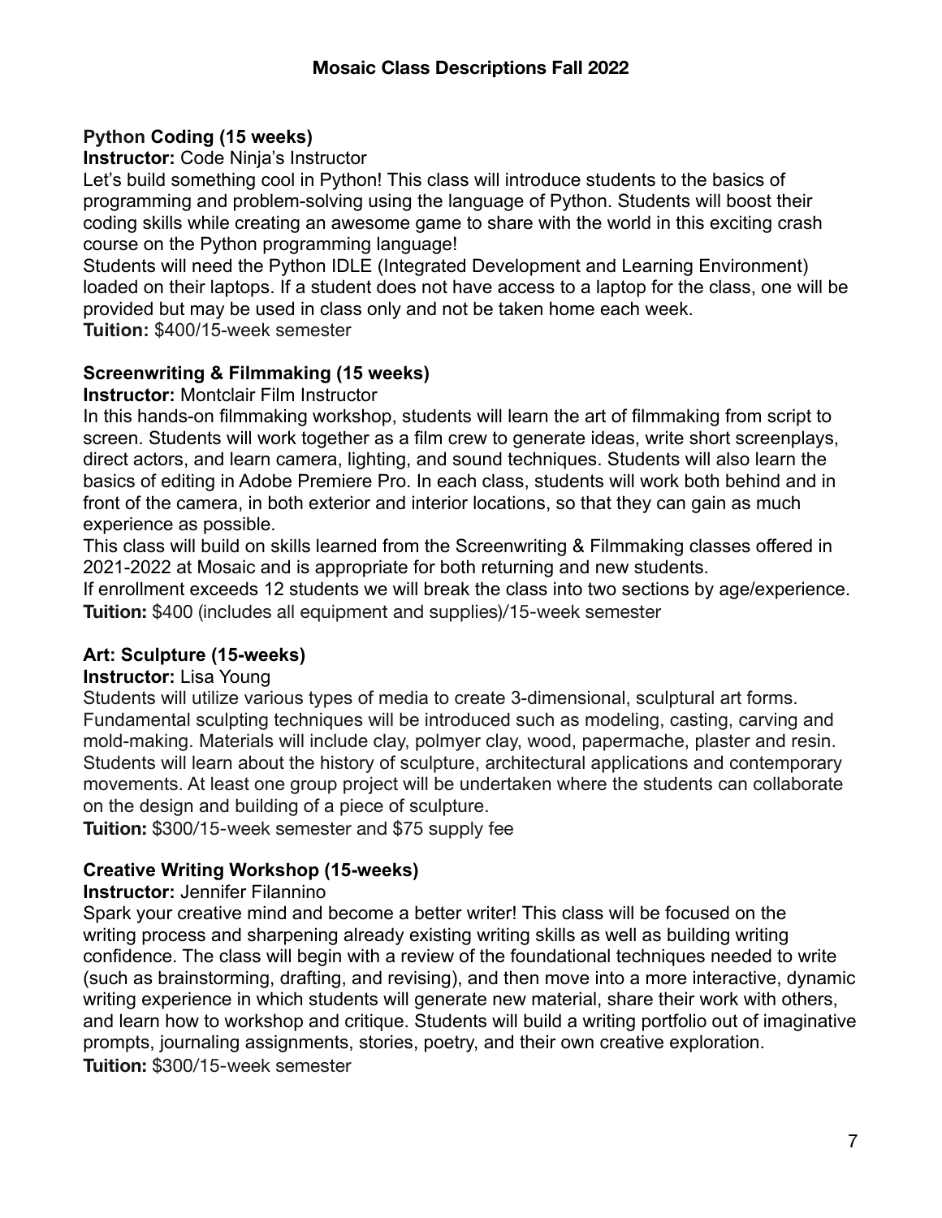# Mosaic Class Descriptions Fall 2022

**Python Coding (15 weeks)**

**Instructor:** Code Ninja's Instructor

Let's build something cool in Python! This class will introduce students to the basics of programming and problem-solving using the language of Python. Students will boost their coding skills while creating an awesome game to share with the world in this exciting crash course on the Python programming language!

Students will need the Python IDLE (Integrated Development and Learning Environment) loaded on their laptops. If a student does not have access to a laptop for the class, one will be provided but may be used in class only and not be taken home each week.

**Tuition:** $400/15-week semester

**Screenwriting & Filmmaking (15 weeks)**

**Instructor:** Montclair Film Instructor

In this hands-on filmmaking workshop, students will learn the art of filmmaking from script to screen. Students will work together as a film crew to generate ideas, write short screenplays, direct actors, and learn camera, lighting, and sound techniques. Students will also learn the basics of editing in Adobe Premiere Pro. In each class, students will work both behind and in front of the camera, in both exterior and interior locations, so that they can gain as much experience as possible.

This class will build on skills learned from the Screenwriting & Filmmaking classes offered in 2021-2022 at Mosaic and is appropriate for both returning and new students.

If enrollment exceeds 12 students we will break the class into two sections by age/experience.

**Tuition:** $400 (includes all equipment and supplies)/15-week semester

**Art: Sculpture (15-weeks)**

**Instructor:** Lisa Young

Students will utilize various types of media to create 3-dimensional, sculptural art forms. Fundamental sculpting techniques will be introduced such as modeling, casting, carving and mold-making. Materials will include clay, polmyer clay, wood, papermache, plaster and resin. Students will learn about the history of sculpture, architectural applications and contemporary movements. At least one group project will be undertaken where the students can collaborate on the design and building of a piece of sculpture.

**Tuition:** $300/15-week semester and $75 supply fee

**Creative Writing Workshop (15-weeks)**

**Instructor:** Jennifer Filannino

Spark your creative mind and become a better writer! This class will be focused on the writing process and sharpening already existing writing skills as well as building writing confidence. The class will begin with a review of the foundational techniques needed to write (such as brainstorming, drafting, and revising), and then move into a more interactive, dynamic writing experience in which students will generate new material, share their work with others, and learn how to workshop and critique. Students will build a writing portfolio out of imaginative prompts, journaling assignments, stories, poetry, and their own creative exploration.

**Tuition:** $300/15-week semester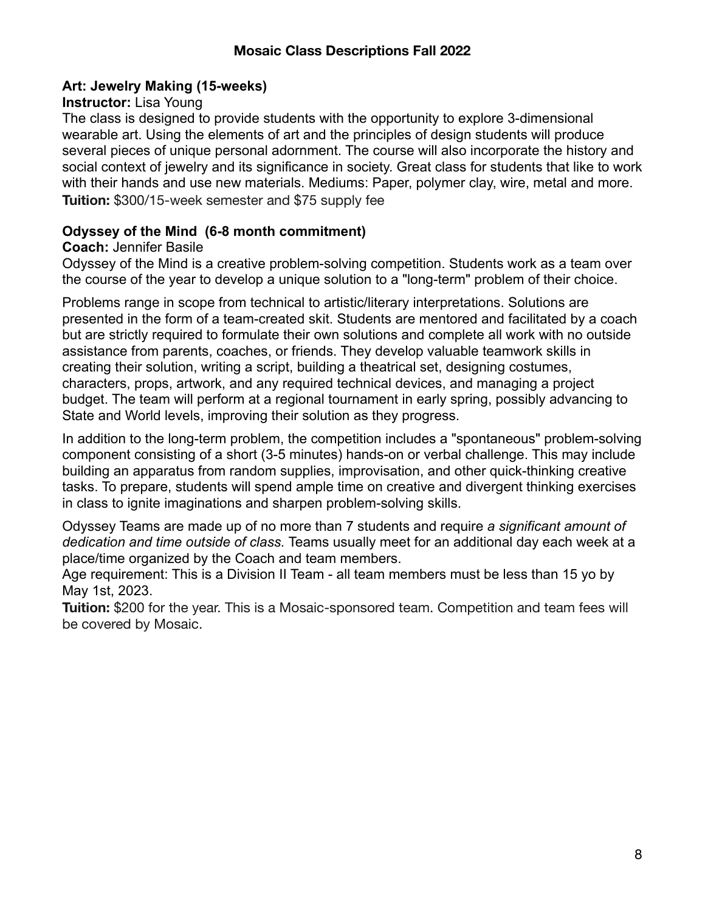# Mosaic Class Descriptions Fall 2022

**Art: Jewelry Making (15-weeks)**

**Instructor:** Lisa Young

The class is designed to provide students with the opportunity to explore 3-dimensional wearable art. Using the elements of art and the principles of design students will produce several pieces of unique personal adornment. The course will also incorporate the history and social context of jewelry and its significance in society. Great class for students that like to work with their hands and use new materials. Mediums: Paper, polymer clay, wire, metal and more.

**Tuition:** $300/15-week semester and $75 supply fee

**Odyssey of the Mind (6-8 month commitment)**

**Coach:** Jennifer Basile

Odyssey of the Mind is a creative problem-solving competition. Students work as a team over the course of the year to develop a unique solution to a "long-term" problem of their choice.

Problems range in scope from technical to artistic/literary interpretations. Solutions are presented in the form of a team-created skit. Students are mentored and facilitated by a coach but are strictly required to formulate their own solutions and complete all work with no outside assistance from parents, coaches, or friends. They develop valuable teamwork skills in creating their solution, writing a script, building a theatrical set, designing costumes, characters, props, artwork, and any required technical devices, and managing a project budget. The team will perform at a regional tournament in early spring, possibly advancing to State and World levels, improving their solution as they progress.

In addition to the long-term problem, the competition includes a "spontaneous" problem-solving component consisting of a short (3-5 minutes) hands-on or verbal challenge. This may include building an apparatus from random supplies, improvisation, and other quick-thinking creative tasks. To prepare, students will spend ample time on creative and divergent thinking exercises in class to ignite imaginations and sharpen problem-solving skills.

Odyssey Teams are made up of no more than 7 students and require *a significant amount of dedication and time outside of class.* Teams usually meet for an additional day each week at a place/time organized by the Coach and team members.

Age requirement: This is a Division II Team - all team members must be less than 15 yo by May 1st, 2023.

**Tuition:** $200 for the year. This is a Mosaic-sponsored team. Competition and team fees will be covered by Mosaic.